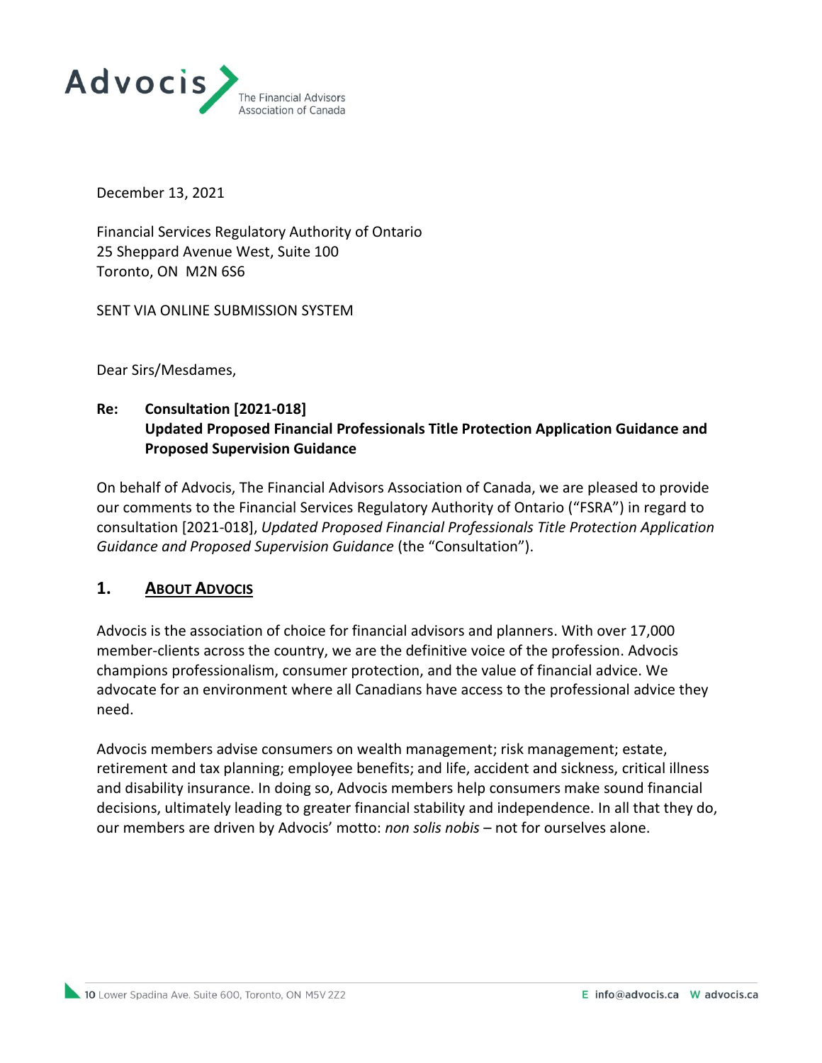Advocis — The Financial Advisors Association of Canada

December 13, 2021

Financial Services Regulatory Authority of Ontario
25 Sheppard Avenue West, Suite 100
Toronto, ON M2N 6S6

SENT VIA ONLINE SUBMISSION SYSTEM

Dear Sirs/Mesdames,

**Re: Consultation [2021-018]**
**Updated Proposed Financial Professionals Title Protection Application Guidance and Proposed Supervision Guidance**

On behalf of Advocis, The Financial Advisors Association of Canada, we are pleased to provide our comments to the Financial Services Regulatory Authority of Ontario ("FSRA") in regard to consultation [2021-018], *Updated Proposed Financial Professionals Title Protection Application Guidance and Proposed Supervision Guidance* (the "Consultation").

## 1. ABOUT ADVOCIS

Advocis is the association of choice for financial advisors and planners. With over 17,000 member-clients across the country, we are the definitive voice of the profession. Advocis champions professionalism, consumer protection, and the value of financial advice. We advocate for an environment where all Canadians have access to the professional advice they need.

Advocis members advise consumers on wealth management; risk management; estate, retirement and tax planning; employee benefits; and life, accident and sickness, critical illness and disability insurance. In doing so, Advocis members help consumers make sound financial decisions, ultimately leading to greater financial stability and independence. In all that they do, our members are driven by Advocis' motto: *non solis nobis* – not for ourselves alone.

10 Lower Spadina Ave. Suite 600, Toronto, ON M5V 2Z2 E info@advocis.ca W advocis.ca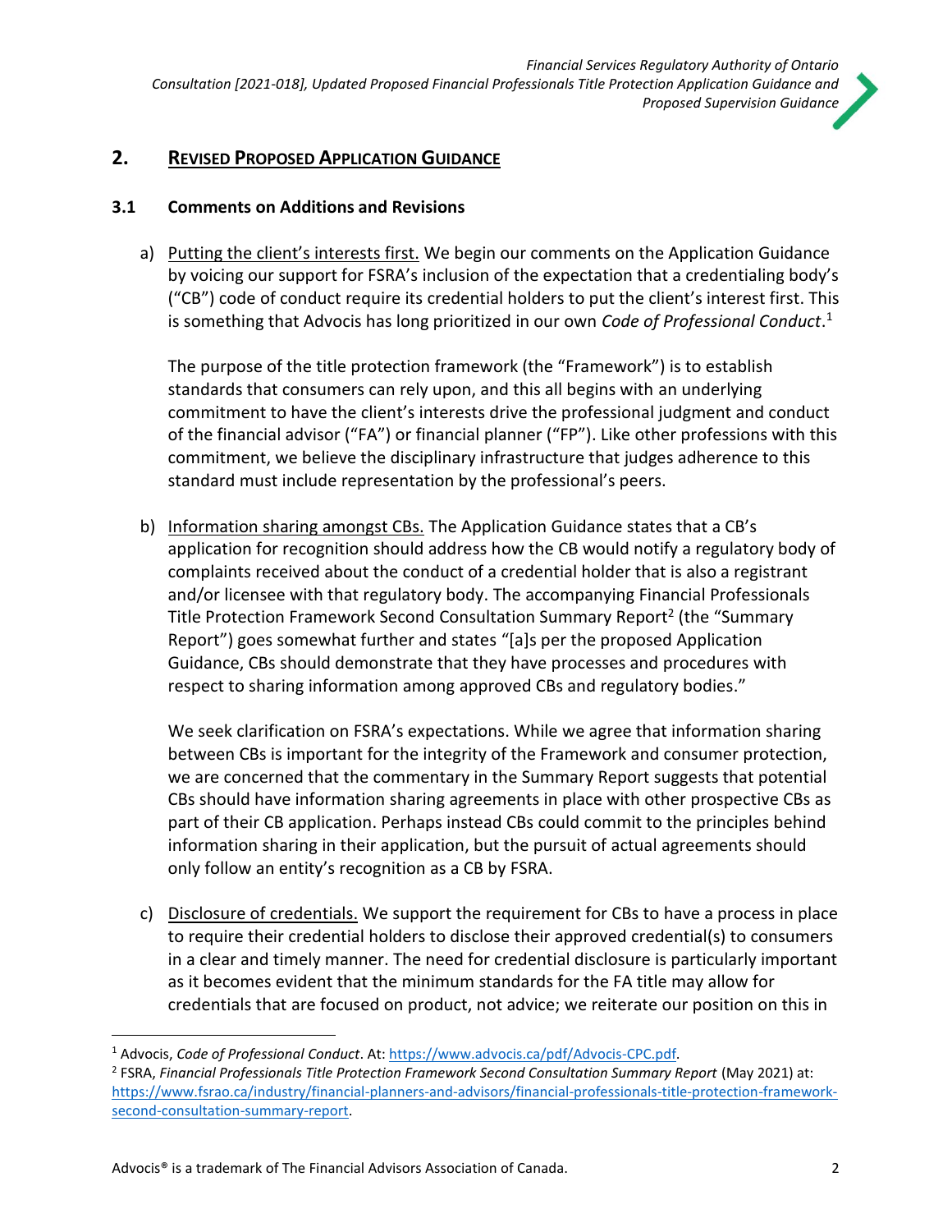## 2. Revised Proposed Application Guidance

### 3.1 Comments on Additions and Revisions

a) Putting the client's interests first. We begin our comments on the Application Guidance by voicing our support for FSRA's inclusion of the expectation that a credentialing body's ("CB") code of conduct require its credential holders to put the client's interest first. This is something that Advocis has long prioritized in our own *Code of Professional Conduct*.[1]

   The purpose of the title protection framework (the "Framework") is to establish standards that consumers can rely upon, and this all begins with an underlying commitment to have the client's interests drive the professional judgment and conduct of the financial advisor ("FA") or financial planner ("FP"). Like other professions with this commitment, we believe the disciplinary infrastructure that judges adherence to this standard must include representation by the professional's peers.

b) Information sharing amongst CBs. The Application Guidance states that a CB's application for recognition should address how the CB would notify a regulatory body of complaints received about the conduct of a credential holder that is also a registrant and/or licensee with that regulatory body. The accompanying Financial Professionals Title Protection Framework Second Consultation Summary Report[2] (the "Summary Report") goes somewhat further and states "[a]s per the proposed Application Guidance, CBs should demonstrate that they have processes and procedures with respect to sharing information among approved CBs and regulatory bodies."

   We seek clarification on FSRA's expectations. While we agree that information sharing between CBs is important for the integrity of the Framework and consumer protection, we are concerned that the commentary in the Summary Report suggests that potential CBs should have information sharing agreements in place with other prospective CBs as part of their CB application. Perhaps instead CBs could commit to the principles behind information sharing in their application, but the pursuit of actual agreements should only follow an entity's recognition as a CB by FSRA.

c) Disclosure of credentials. We support the requirement for CBs to have a process in place to require their credential holders to disclose their approved credential(s) to consumers in a clear and timely manner. The need for credential disclosure is particularly important as it becomes evident that the minimum standards for the FA title may allow for credentials that are focused on product, not advice; we reiterate our position on this in

---

[1] Advocis, *Code of Professional Conduct*. At: https://www.advocis.ca/pdf/Advocis-CPC.pdf.

[2] FSRA, *Financial Professionals Title Protection Framework Second Consultation Summary Report* (May 2021) at: https://www.fsrao.ca/industry/financial-planners-and-advisors/financial-professionals-title-protection-framework-second-consultation-summary-report.

Advocis® is a trademark of The Financial Advisors Association of Canada.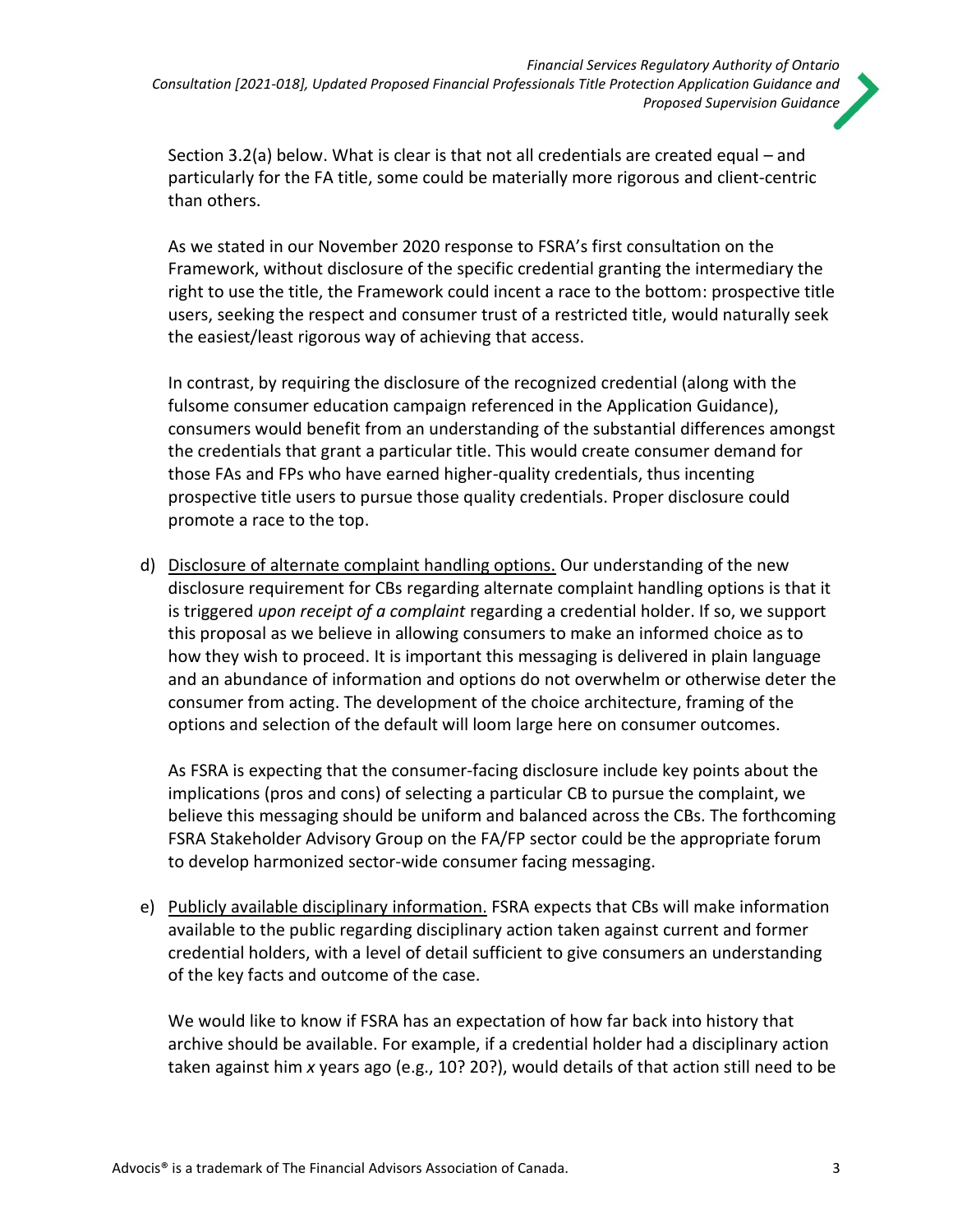Section 3.2(a) below. What is clear is that not all credentials are created equal – and particularly for the FA title, some could be materially more rigorous and client-centric than others.

As we stated in our November 2020 response to FSRA's first consultation on the Framework, without disclosure of the specific credential granting the intermediary the right to use the title, the Framework could incent a race to the bottom: prospective title users, seeking the respect and consumer trust of a restricted title, would naturally seek the easiest/least rigorous way of achieving that access.

In contrast, by requiring the disclosure of the recognized credential (along with the fulsome consumer education campaign referenced in the Application Guidance), consumers would benefit from an understanding of the substantial differences amongst the credentials that grant a particular title. This would create consumer demand for those FAs and FPs who have earned higher-quality credentials, thus incenting prospective title users to pursue those quality credentials. Proper disclosure could promote a race to the top.

d) Disclosure of alternate complaint handling options. Our understanding of the new disclosure requirement for CBs regarding alternate complaint handling options is that it is triggered *upon receipt of a complaint* regarding a credential holder. If so, we support this proposal as we believe in allowing consumers to make an informed choice as to how they wish to proceed. It is important this messaging is delivered in plain language and an abundance of information and options do not overwhelm or otherwise deter the consumer from acting. The development of the choice architecture, framing of the options and selection of the default will loom large here on consumer outcomes.

   As FSRA is expecting that the consumer-facing disclosure include key points about the implications (pros and cons) of selecting a particular CB to pursue the complaint, we believe this messaging should be uniform and balanced across the CBs. The forthcoming FSRA Stakeholder Advisory Group on the FA/FP sector could be the appropriate forum to develop harmonized sector-wide consumer facing messaging.

e) Publicly available disciplinary information. FSRA expects that CBs will make information available to the public regarding disciplinary action taken against current and former credential holders, with a level of detail sufficient to give consumers an understanding of the key facts and outcome of the case.

   We would like to know if FSRA has an expectation of how far back into history that archive should be available. For example, if a credential holder had a disciplinary action taken against him *x* years ago (e.g., 10? 20?), would details of that action still need to be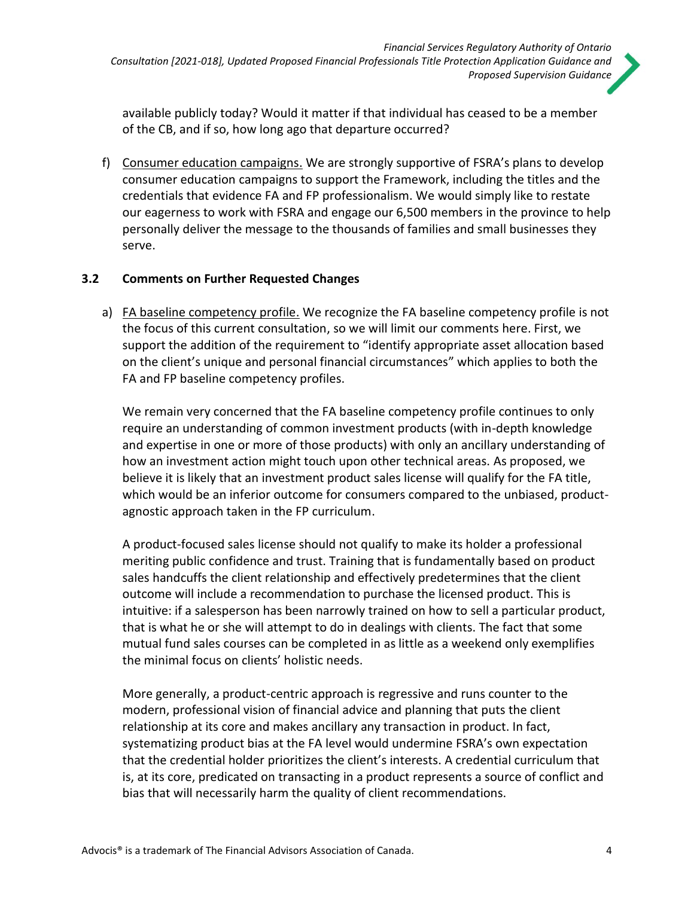available publicly today? Would it matter if that individual has ceased to be a member of the CB, and if so, how long ago that departure occurred?

f) Consumer education campaigns. We are strongly supportive of FSRA's plans to develop consumer education campaigns to support the Framework, including the titles and the credentials that evidence FA and FP professionalism. We would simply like to restate our eagerness to work with FSRA and engage our 6,500 members in the province to help personally deliver the message to the thousands of families and small businesses they serve.

### 3.2 Comments on Further Requested Changes

a) FA baseline competency profile. We recognize the FA baseline competency profile is not the focus of this current consultation, so we will limit our comments here. First, we support the addition of the requirement to "identify appropriate asset allocation based on the client's unique and personal financial circumstances" which applies to both the FA and FP baseline competency profiles.

We remain very concerned that the FA baseline competency profile continues to only require an understanding of common investment products (with in-depth knowledge and expertise in one or more of those products) with only an ancillary understanding of how an investment action might touch upon other technical areas. As proposed, we believe it is likely that an investment product sales license will qualify for the FA title, which would be an inferior outcome for consumers compared to the unbiased, product-agnostic approach taken in the FP curriculum.

A product-focused sales license should not qualify to make its holder a professional meriting public confidence and trust. Training that is fundamentally based on product sales handcuffs the client relationship and effectively predetermines that the client outcome will include a recommendation to purchase the licensed product. This is intuitive: if a salesperson has been narrowly trained on how to sell a particular product, that is what he or she will attempt to do in dealings with clients. The fact that some mutual fund sales courses can be completed in as little as a weekend only exemplifies the minimal focus on clients' holistic needs.

More generally, a product-centric approach is regressive and runs counter to the modern, professional vision of financial advice and planning that puts the client relationship at its core and makes ancillary any transaction in product. In fact, systematizing product bias at the FA level would undermine FSRA's own expectation that the credential holder prioritizes the client's interests. A credential curriculum that is, at its core, predicated on transacting in a product represents a source of conflict and bias that will necessarily harm the quality of client recommendations.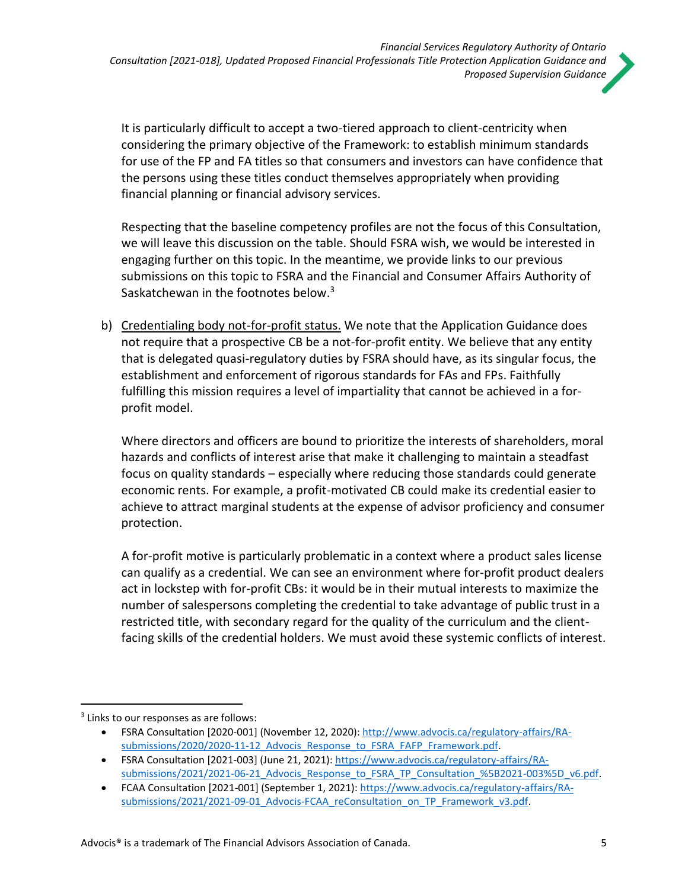It is particularly difficult to accept a two-tiered approach to client-centricity when considering the primary objective of the Framework: to establish minimum standards for use of the FP and FA titles so that consumers and investors can have confidence that the persons using these titles conduct themselves appropriately when providing financial planning or financial advisory services.

Respecting that the baseline competency profiles are not the focus of this Consultation, we will leave this discussion on the table. Should FSRA wish, we would be interested in engaging further on this topic. In the meantime, we provide links to our previous submissions on this topic to FSRA and the Financial and Consumer Affairs Authority of Saskatchewan in the footnotes below.[3]

b) <u>Credentialing body not-for-profit status.</u> We note that the Application Guidance does not require that a prospective CB be a not-for-profit entity. We believe that any entity that is delegated quasi-regulatory duties by FSRA should have, as its singular focus, the establishment and enforcement of rigorous standards for FAs and FPs. Faithfully fulfilling this mission requires a level of impartiality that cannot be achieved in a for-profit model.

   Where directors and officers are bound to prioritize the interests of shareholders, moral hazards and conflicts of interest arise that make it challenging to maintain a steadfast focus on quality standards – especially where reducing those standards could generate economic rents. For example, a profit-motivated CB could make its credential easier to achieve to attract marginal students at the expense of advisor proficiency and consumer protection.

   A for-profit motive is particularly problematic in a context where a product sales license can qualify as a credential. We can see an environment where for-profit product dealers act in lockstep with for-profit CBs: it would be in their mutual interests to maximize the number of salespersons completing the credential to take advantage of public trust in a restricted title, with secondary regard for the quality of the curriculum and the client-facing skills of the credential holders. We must avoid these systemic conflicts of interest.

---

[3] Links to our responses as are follows:

- FSRA Consultation [2020-001] (November 12, 2020): http://www.advocis.ca/regulatory-affairs/RA-submissions/2020/2020-11-12_Advocis_Response_to_FSRA_FAFP_Framework.pdf.
- FSRA Consultation [2021-003] (June 21, 2021): https://www.advocis.ca/regulatory-affairs/RA-submissions/2021/2021-06-21_Advocis_Response_to_FSRA_TP_Consultation_%5B2021-003%5D_v6.pdf.
- FCAA Consultation [2021-001] (September 1, 2021): https://www.advocis.ca/regulatory-affairs/RA-submissions/2021/2021-09-01_Advocis-FCAA_reConsultation_on_TP_Framework_v3.pdf.

Advocis® is a trademark of The Financial Advisors Association of Canada.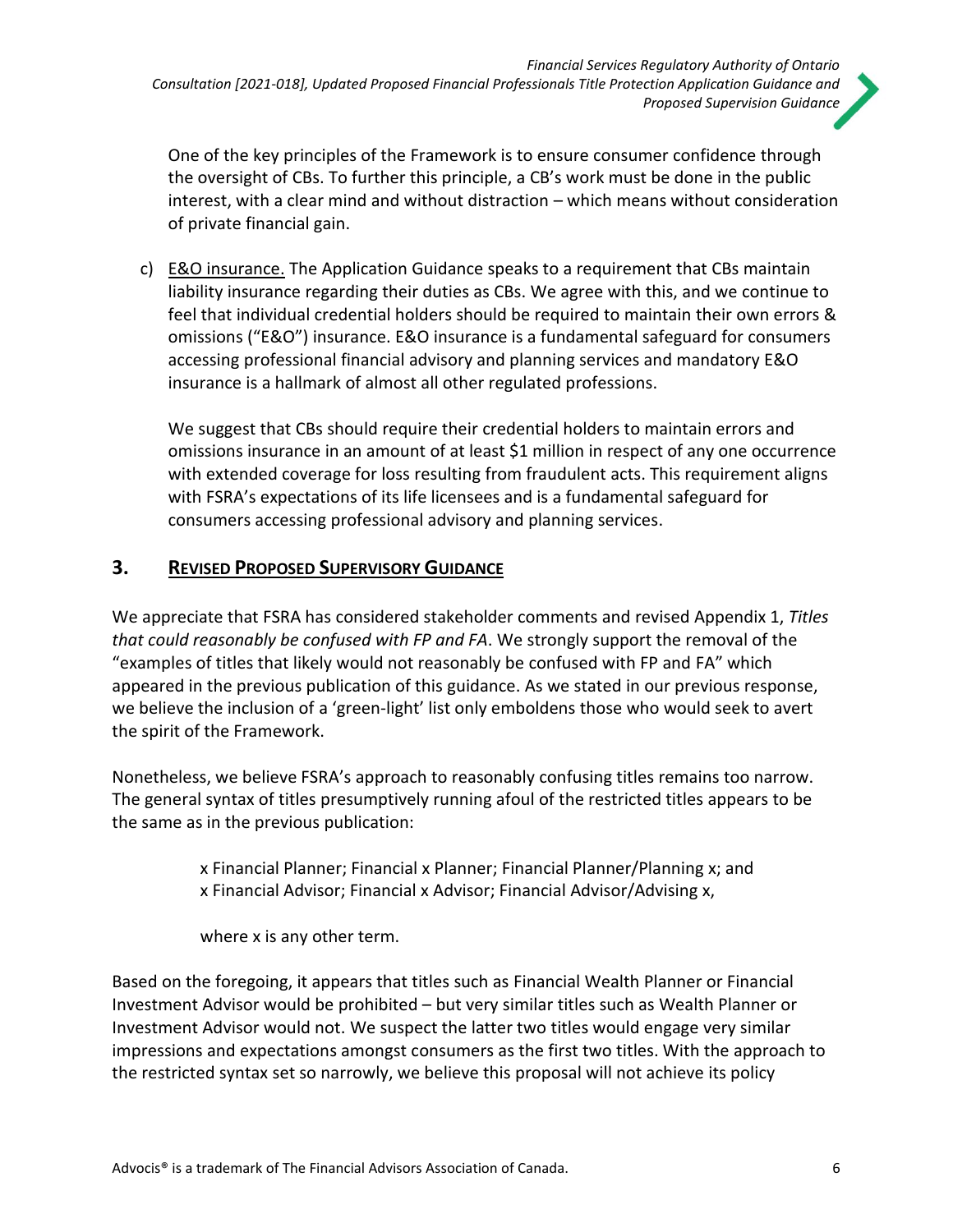One of the key principles of the Framework is to ensure consumer confidence through the oversight of CBs. To further this principle, a CB's work must be done in the public interest, with a clear mind and without distraction – which means without consideration of private financial gain.

c) <u>E&O insurance.</u> The Application Guidance speaks to a requirement that CBs maintain liability insurance regarding their duties as CBs. We agree with this, and we continue to feel that individual credential holders should be required to maintain their own errors & omissions ("E&O") insurance. E&O insurance is a fundamental safeguard for consumers accessing professional financial advisory and planning services and mandatory E&O insurance is a hallmark of almost all other regulated professions.

   We suggest that CBs should require their credential holders to maintain errors and omissions insurance in an amount of at least $1 million in respect of any one occurrence with extended coverage for loss resulting from fraudulent acts. This requirement aligns with FSRA's expectations of its life licensees and is a fundamental safeguard for consumers accessing professional advisory and planning services.

## 3. <u>REVISED PROPOSED SUPERVISORY GUIDANCE</u>

We appreciate that FSRA has considered stakeholder comments and revised Appendix 1, *Titles that could reasonably be confused with FP and FA*. We strongly support the removal of the "examples of titles that likely would not reasonably be confused with FP and FA" which appeared in the previous publication of this guidance. As we stated in our previous response, we believe the inclusion of a 'green-light' list only emboldens those who would seek to avert the spirit of the Framework.

Nonetheless, we believe FSRA's approach to reasonably confusing titles remains too narrow. The general syntax of titles presumptively running afoul of the restricted titles appears to be the same as in the previous publication:

> x Financial Planner; Financial x Planner; Financial Planner/Planning x; and
> x Financial Advisor; Financial x Advisor; Financial Advisor/Advising x,
>
> where x is any other term.

Based on the foregoing, it appears that titles such as Financial Wealth Planner or Financial Investment Advisor would be prohibited – but very similar titles such as Wealth Planner or Investment Advisor would not. We suspect the latter two titles would engage very similar impressions and expectations amongst consumers as the first two titles. With the approach to the restricted syntax set so narrowly, we believe this proposal will not achieve its policy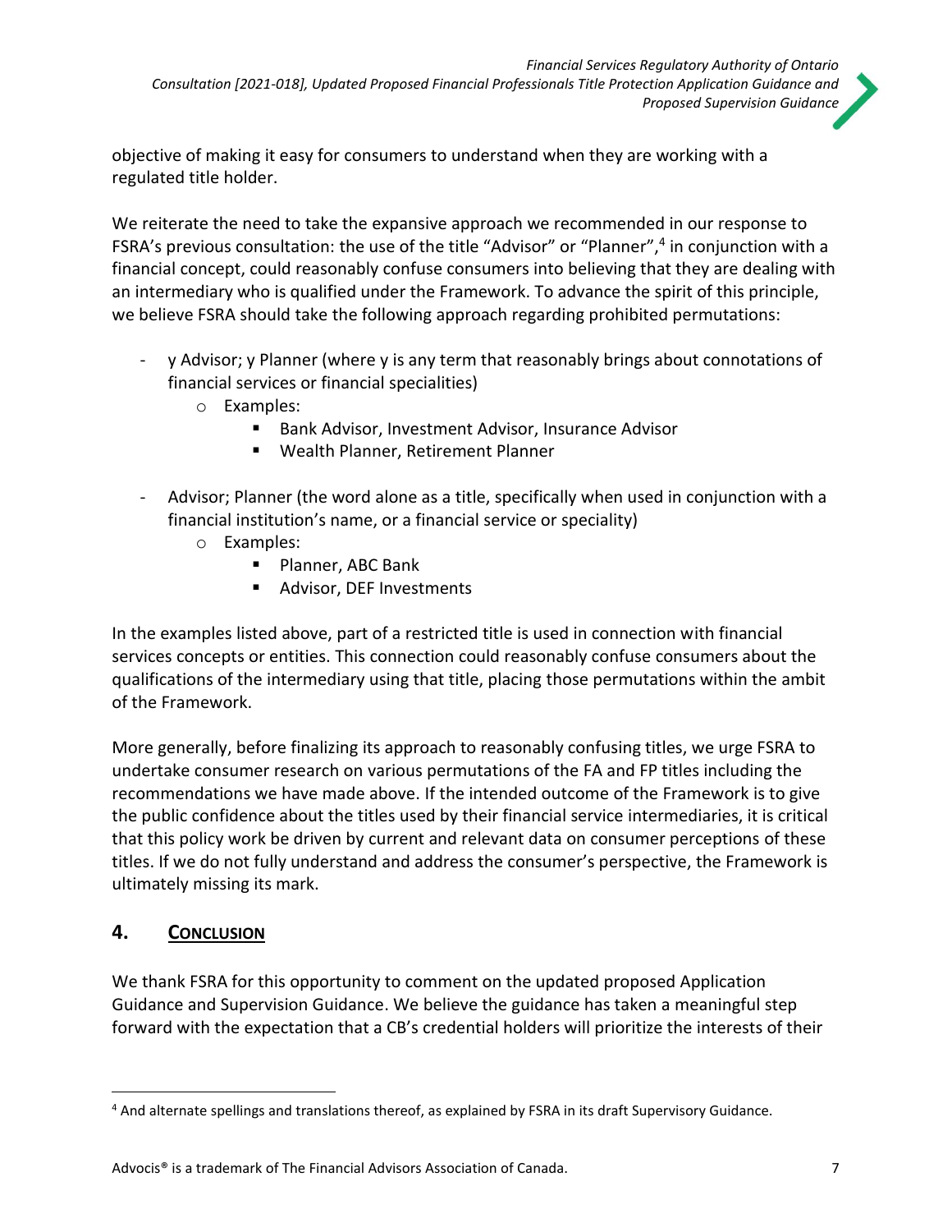objective of making it easy for consumers to understand when they are working with a regulated title holder.

We reiterate the need to take the expansive approach we recommended in our response to FSRA's previous consultation: the use of the title "Advisor" or "Planner",[4] in conjunction with a financial concept, could reasonably confuse consumers into believing that they are dealing with an intermediary who is qualified under the Framework. To advance the spirit of this principle, we believe FSRA should take the following approach regarding prohibited permutations:

- y Advisor; y Planner (where y is any term that reasonably brings about connotations of financial services or financial specialities)
  - Examples:
    - Bank Advisor, Investment Advisor, Insurance Advisor
    - Wealth Planner, Retirement Planner
- Advisor; Planner (the word alone as a title, specifically when used in conjunction with a financial institution's name, or a financial service or speciality)
  - Examples:
    - Planner, ABC Bank
    - Advisor, DEF Investments

In the examples listed above, part of a restricted title is used in connection with financial services concepts or entities. This connection could reasonably confuse consumers about the qualifications of the intermediary using that title, placing those permutations within the ambit of the Framework.

More generally, before finalizing its approach to reasonably confusing titles, we urge FSRA to undertake consumer research on various permutations of the FA and FP titles including the recommendations we have made above. If the intended outcome of the Framework is to give the public confidence about the titles used by their financial service intermediaries, it is critical that this policy work be driven by current and relevant data on consumer perceptions of these titles. If we do not fully understand and address the consumer's perspective, the Framework is ultimately missing its mark.

## 4. Conclusion

We thank FSRA for this opportunity to comment on the updated proposed Application Guidance and Supervision Guidance. We believe the guidance has taken a meaningful step forward with the expectation that a CB's credential holders will prioritize the interests of their

[4] And alternate spellings and translations thereof, as explained by FSRA in its draft Supervisory Guidance.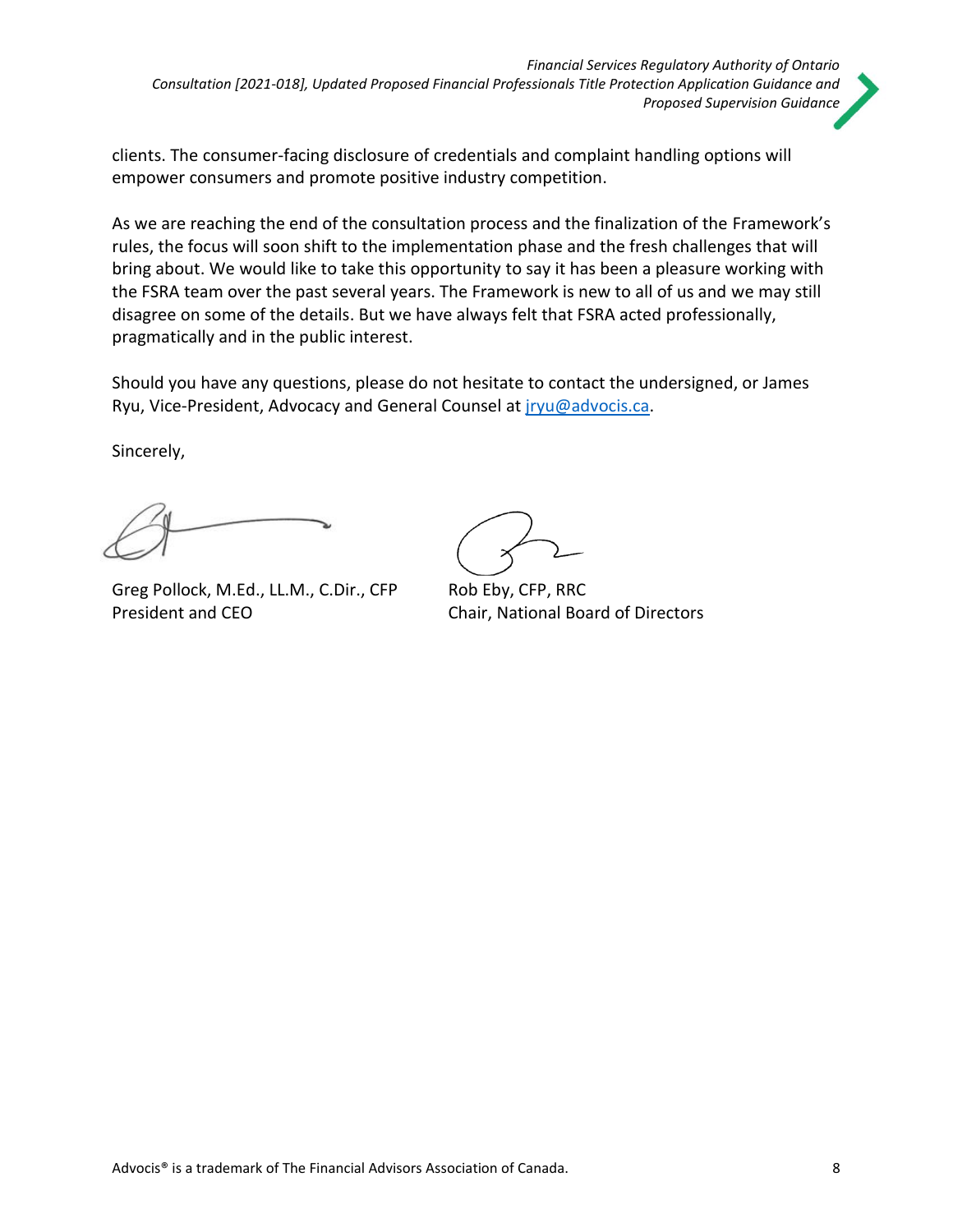clients. The consumer-facing disclosure of credentials and complaint handling options will empower consumers and promote positive industry competition.

As we are reaching the end of the consultation process and the finalization of the Framework's rules, the focus will soon shift to the implementation phase and the fresh challenges that will bring about. We would like to take this opportunity to say it has been a pleasure working with the FSRA team over the past several years. The Framework is new to all of us and we may still disagree on some of the details. But we have always felt that FSRA acted professionally, pragmatically and in the public interest.

Should you have any questions, please do not hesitate to contact the undersigned, or James Ryu, Vice-President, Advocacy and General Counsel at [jryu@advocis.ca](mailto:jryu@advocis.ca).

Sincerely,

Greg Pollock, M.Ed., LL.M., C.Dir., CFP
President and CEO

Rob Eby, CFP, RRC
Chair, National Board of Directors

Advocis® is a trademark of The Financial Advisors Association of Canada.